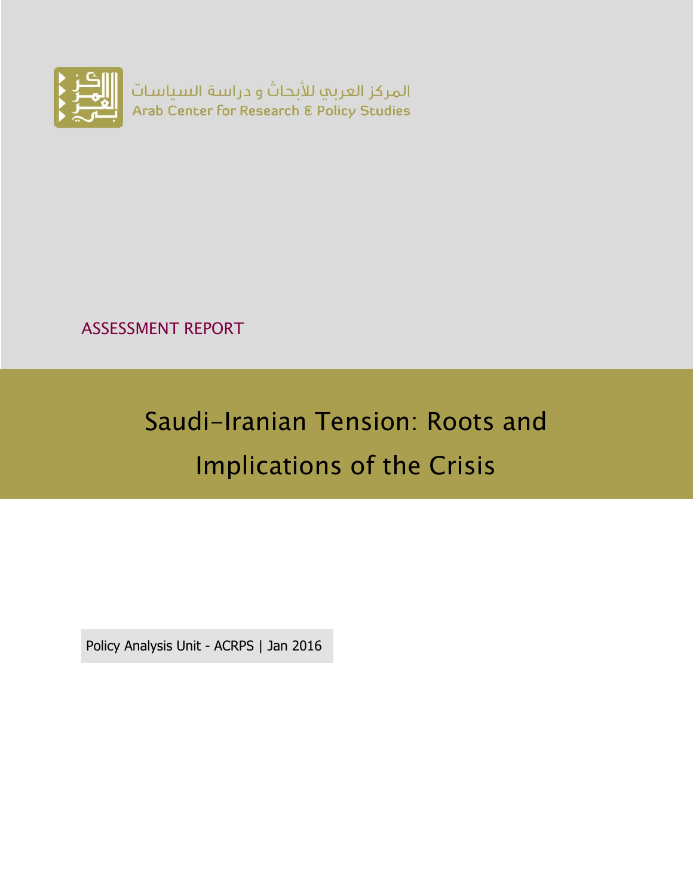المركز العربي للأبحاث و دراسة السياسات
Arab Center for Research & Policy Studies

ASSESSMENT REPORT

# Saudi-Iranian Tension: Roots and Implications of the Crisis

Policy Analysis Unit - ACRPS | Jan 2016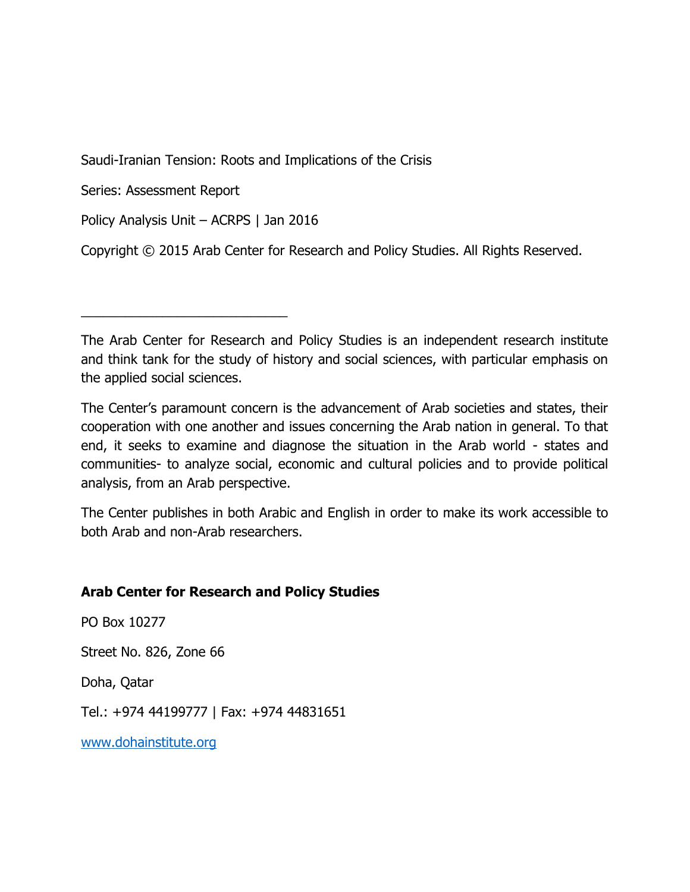Saudi-Iranian Tension: Roots and Implications of the Crisis

Series: Assessment Report

Policy Analysis Unit – ACRPS | Jan 2016

Copyright © 2015 Arab Center for Research and Policy Studies. All Rights Reserved.

---

The Arab Center for Research and Policy Studies is an independent research institute and think tank for the study of history and social sciences, with particular emphasis on the applied social sciences.

The Center's paramount concern is the advancement of Arab societies and states, their cooperation with one another and issues concerning the Arab nation in general. To that end, it seeks to examine and diagnose the situation in the Arab world - states and communities- to analyze social, economic and cultural policies and to provide political analysis, from an Arab perspective.

The Center publishes in both Arabic and English in order to make its work accessible to both Arab and non-Arab researchers.

**Arab Center for Research and Policy Studies**

PO Box 10277

Street No. 826, Zone 66

Doha, Qatar

Tel.: +974 44199777 | Fax: +974 44831651

www.dohainstitute.org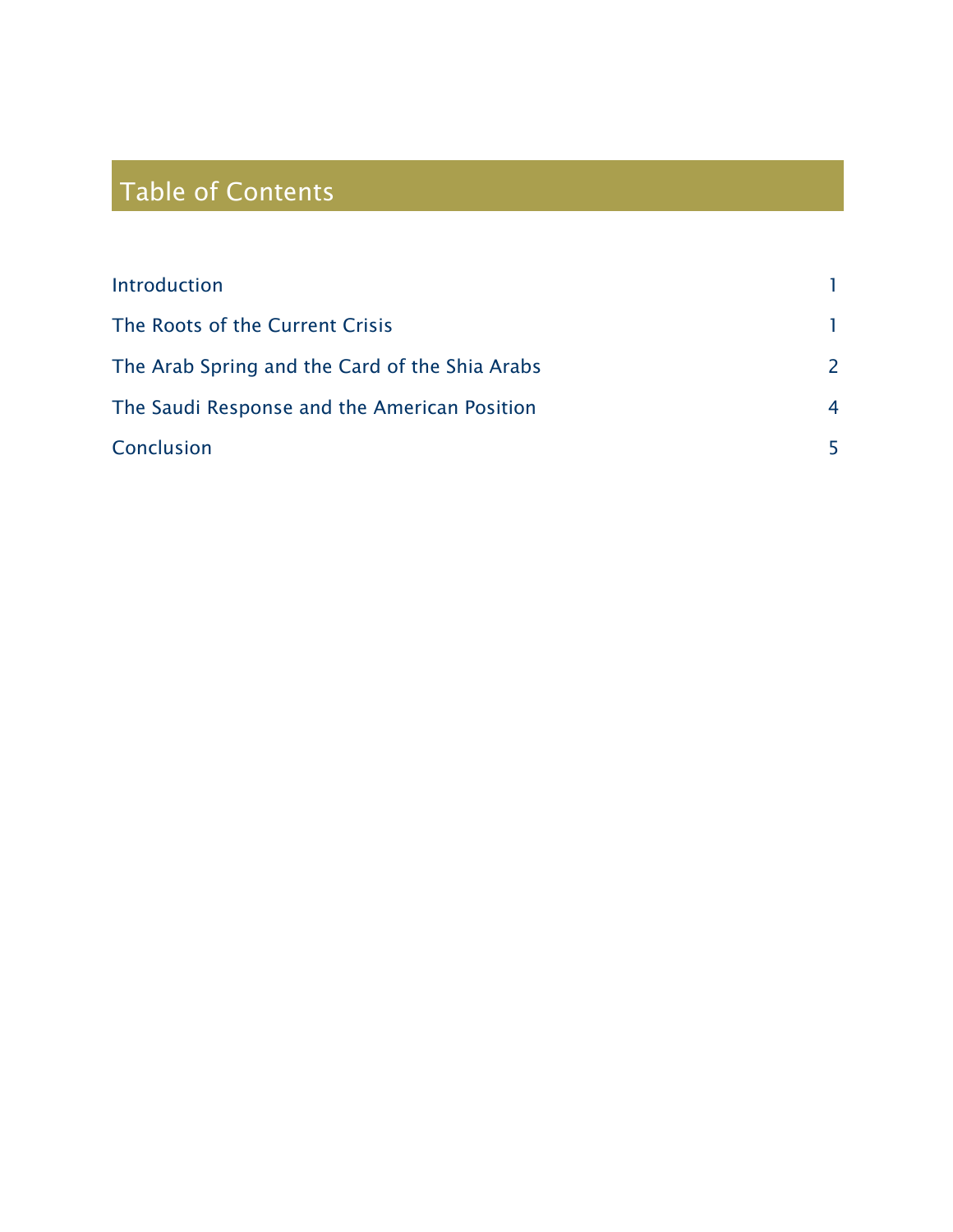## Table of Contents

| | |
|---|---|
| Introduction | 1 |
| The Roots of the Current Crisis | 1 |
| The Arab Spring and the Card of the Shia Arabs | 2 |
| The Saudi Response and the American Position | 4 |
| Conclusion | 5 |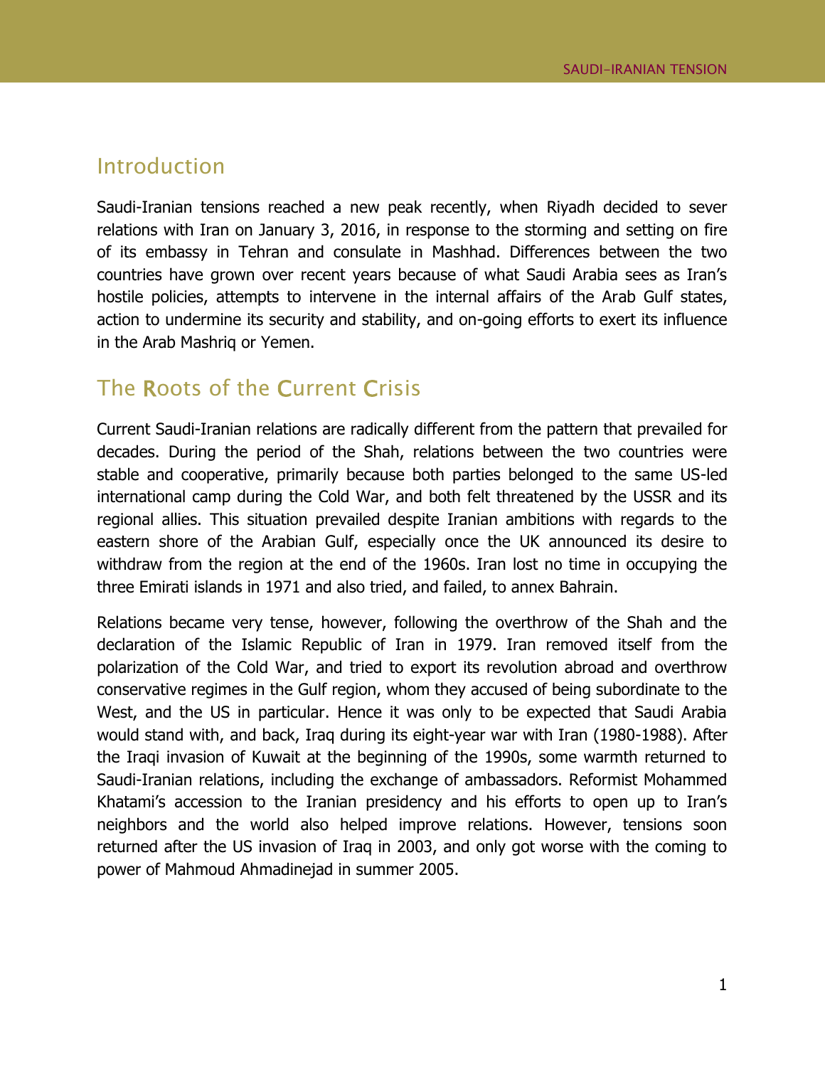## Introduction

Saudi-Iranian tensions reached a new peak recently, when Riyadh decided to sever relations with Iran on January 3, 2016, in response to the storming and setting on fire of its embassy in Tehran and consulate in Mashhad. Differences between the two countries have grown over recent years because of what Saudi Arabia sees as Iran's hostile policies, attempts to intervene in the internal affairs of the Arab Gulf states, action to undermine its security and stability, and on-going efforts to exert its influence in the Arab Mashriq or Yemen.

## The Roots of the Current Crisis

Current Saudi-Iranian relations are radically different from the pattern that prevailed for decades. During the period of the Shah, relations between the two countries were stable and cooperative, primarily because both parties belonged to the same US-led international camp during the Cold War, and both felt threatened by the USSR and its regional allies. This situation prevailed despite Iranian ambitions with regards to the eastern shore of the Arabian Gulf, especially once the UK announced its desire to withdraw from the region at the end of the 1960s. Iran lost no time in occupying the three Emirati islands in 1971 and also tried, and failed, to annex Bahrain.

Relations became very tense, however, following the overthrow of the Shah and the declaration of the Islamic Republic of Iran in 1979. Iran removed itself from the polarization of the Cold War, and tried to export its revolution abroad and overthrow conservative regimes in the Gulf region, whom they accused of being subordinate to the West, and the US in particular. Hence it was only to be expected that Saudi Arabia would stand with, and back, Iraq during its eight-year war with Iran (1980-1988). After the Iraqi invasion of Kuwait at the beginning of the 1990s, some warmth returned to Saudi-Iranian relations, including the exchange of ambassadors. Reformist Mohammed Khatami's accession to the Iranian presidency and his efforts to open up to Iran's neighbors and the world also helped improve relations. However, tensions soon returned after the US invasion of Iraq in 2003, and only got worse with the coming to power of Mahmoud Ahmadinejad in summer 2005.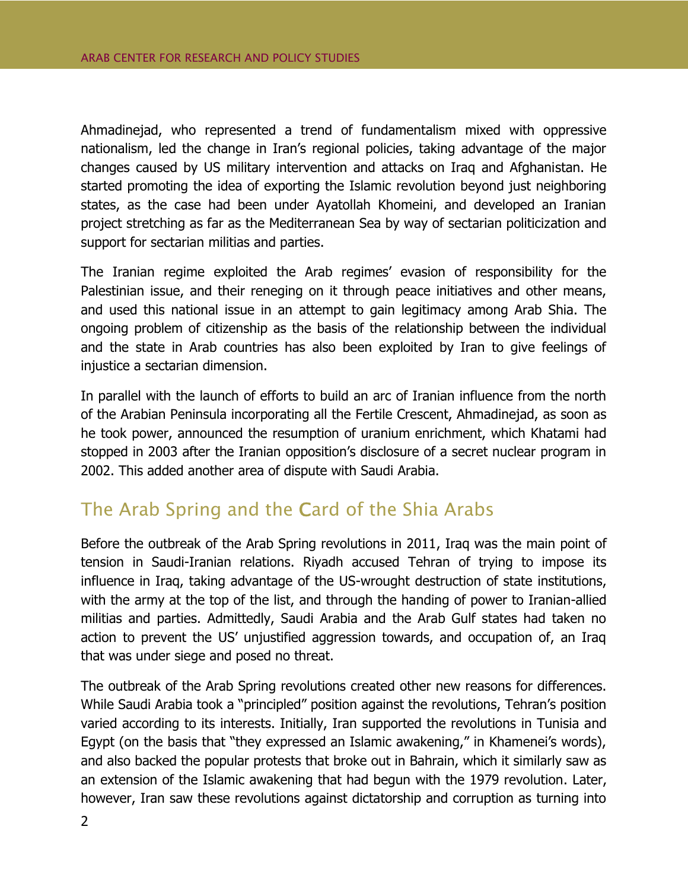Ahmadinejad, who represented a trend of fundamentalism mixed with oppressive nationalism, led the change in Iran's regional policies, taking advantage of the major changes caused by US military intervention and attacks on Iraq and Afghanistan. He started promoting the idea of exporting the Islamic revolution beyond just neighboring states, as the case had been under Ayatollah Khomeini, and developed an Iranian project stretching as far as the Mediterranean Sea by way of sectarian politicization and support for sectarian militias and parties.

The Iranian regime exploited the Arab regimes' evasion of responsibility for the Palestinian issue, and their reneging on it through peace initiatives and other means, and used this national issue in an attempt to gain legitimacy among Arab Shia. The ongoing problem of citizenship as the basis of the relationship between the individual and the state in Arab countries has also been exploited by Iran to give feelings of injustice a sectarian dimension.

In parallel with the launch of efforts to build an arc of Iranian influence from the north of the Arabian Peninsula incorporating all the Fertile Crescent, Ahmadinejad, as soon as he took power, announced the resumption of uranium enrichment, which Khatami had stopped in 2003 after the Iranian opposition's disclosure of a secret nuclear program in 2002. This added another area of dispute with Saudi Arabia.

## The Arab Spring and the Card of the Shia Arabs

Before the outbreak of the Arab Spring revolutions in 2011, Iraq was the main point of tension in Saudi-Iranian relations. Riyadh accused Tehran of trying to impose its influence in Iraq, taking advantage of the US-wrought destruction of state institutions, with the army at the top of the list, and through the handing of power to Iranian-allied militias and parties. Admittedly, Saudi Arabia and the Arab Gulf states had taken no action to prevent the US' unjustified aggression towards, and occupation of, an Iraq that was under siege and posed no threat.

The outbreak of the Arab Spring revolutions created other new reasons for differences. While Saudi Arabia took a "principled" position against the revolutions, Tehran's position varied according to its interests. Initially, Iran supported the revolutions in Tunisia and Egypt (on the basis that "they expressed an Islamic awakening," in Khamenei's words), and also backed the popular protests that broke out in Bahrain, which it similarly saw as an extension of the Islamic awakening that had begun with the 1979 revolution. Later, however, Iran saw these revolutions against dictatorship and corruption as turning into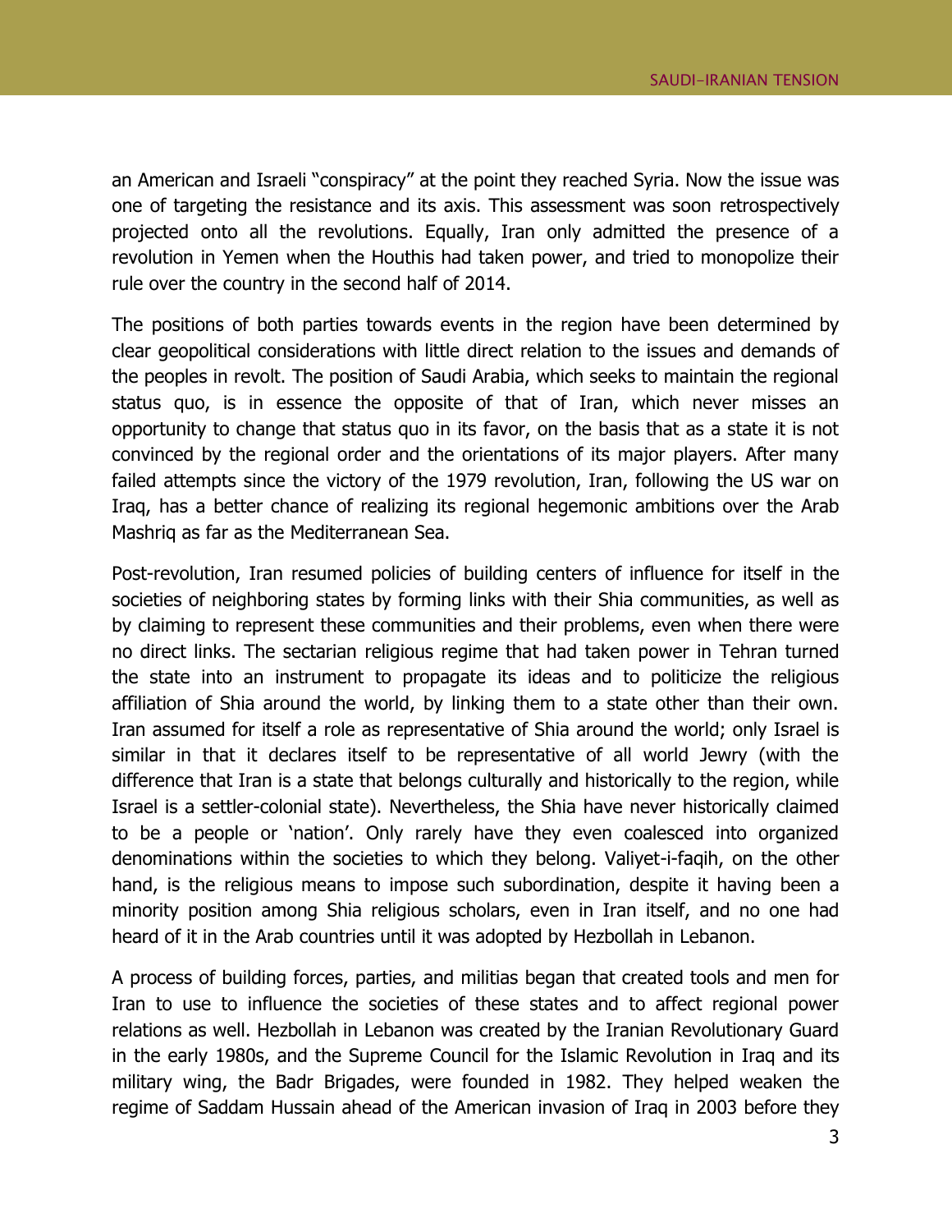an American and Israeli "conspiracy" at the point they reached Syria. Now the issue was one of targeting the resistance and its axis. This assessment was soon retrospectively projected onto all the revolutions. Equally, Iran only admitted the presence of a revolution in Yemen when the Houthis had taken power, and tried to monopolize their rule over the country in the second half of 2014.

The positions of both parties towards events in the region have been determined by clear geopolitical considerations with little direct relation to the issues and demands of the peoples in revolt. The position of Saudi Arabia, which seeks to maintain the regional status quo, is in essence the opposite of that of Iran, which never misses an opportunity to change that status quo in its favor, on the basis that as a state it is not convinced by the regional order and the orientations of its major players. After many failed attempts since the victory of the 1979 revolution, Iran, following the US war on Iraq, has a better chance of realizing its regional hegemonic ambitions over the Arab Mashriq as far as the Mediterranean Sea.

Post-revolution, Iran resumed policies of building centers of influence for itself in the societies of neighboring states by forming links with their Shia communities, as well as by claiming to represent these communities and their problems, even when there were no direct links. The sectarian religious regime that had taken power in Tehran turned the state into an instrument to propagate its ideas and to politicize the religious affiliation of Shia around the world, by linking them to a state other than their own. Iran assumed for itself a role as representative of Shia around the world; only Israel is similar in that it declares itself to be representative of all world Jewry (with the difference that Iran is a state that belongs culturally and historically to the region, while Israel is a settler-colonial state). Nevertheless, the Shia have never historically claimed to be a people or 'nation'. Only rarely have they even coalesced into organized denominations within the societies to which they belong. Valiyet-i-faqih, on the other hand, is the religious means to impose such subordination, despite it having been a minority position among Shia religious scholars, even in Iran itself, and no one had heard of it in the Arab countries until it was adopted by Hezbollah in Lebanon.

A process of building forces, parties, and militias began that created tools and men for Iran to use to influence the societies of these states and to affect regional power relations as well. Hezbollah in Lebanon was created by the Iranian Revolutionary Guard in the early 1980s, and the Supreme Council for the Islamic Revolution in Iraq and its military wing, the Badr Brigades, were founded in 1982. They helped weaken the regime of Saddam Hussain ahead of the American invasion of Iraq in 2003 before they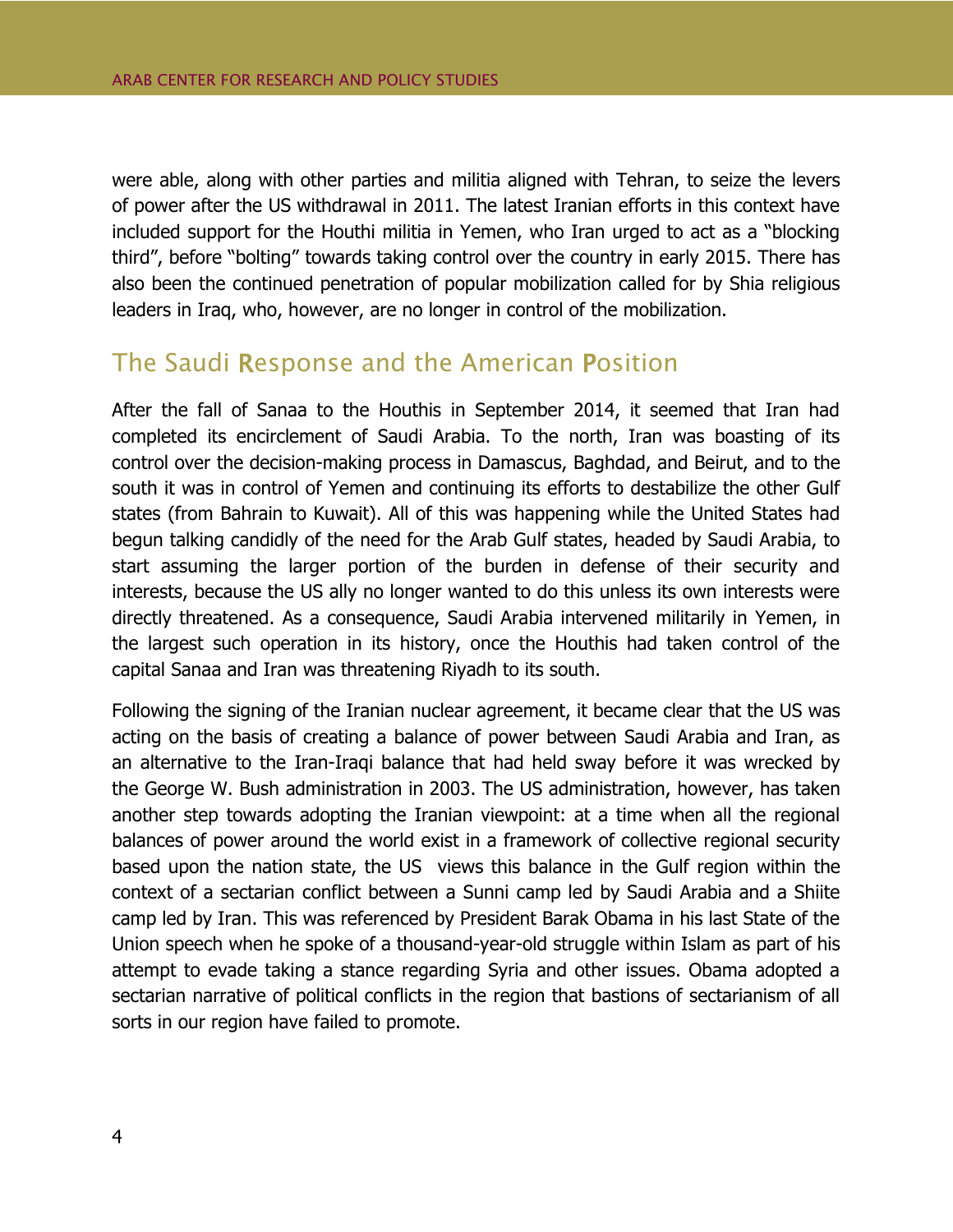were able, along with other parties and militia aligned with Tehran, to seize the levers of power after the US withdrawal in 2011. The latest Iranian efforts in this context have included support for the Houthi militia in Yemen, who Iran urged to act as a "blocking third", before "bolting" towards taking control over the country in early 2015. There has also been the continued penetration of popular mobilization called for by Shia religious leaders in Iraq, who, however, are no longer in control of the mobilization.

## The Saudi Response and the American Position

After the fall of Sanaa to the Houthis in September 2014, it seemed that Iran had completed its encirclement of Saudi Arabia. To the north, Iran was boasting of its control over the decision-making process in Damascus, Baghdad, and Beirut, and to the south it was in control of Yemen and continuing its efforts to destabilize the other Gulf states (from Bahrain to Kuwait). All of this was happening while the United States had begun talking candidly of the need for the Arab Gulf states, headed by Saudi Arabia, to start assuming the larger portion of the burden in defense of their security and interests, because the US ally no longer wanted to do this unless its own interests were directly threatened. As a consequence, Saudi Arabia intervened militarily in Yemen, in the largest such operation in its history, once the Houthis had taken control of the capital Sanaa and Iran was threatening Riyadh to its south.

Following the signing of the Iranian nuclear agreement, it became clear that the US was acting on the basis of creating a balance of power between Saudi Arabia and Iran, as an alternative to the Iran-Iraqi balance that had held sway before it was wrecked by the George W. Bush administration in 2003. The US administration, however, has taken another step towards adopting the Iranian viewpoint: at a time when all the regional balances of power around the world exist in a framework of collective regional security based upon the nation state, the US views this balance in the Gulf region within the context of a sectarian conflict between a Sunni camp led by Saudi Arabia and a Shiite camp led by Iran. This was referenced by President Barak Obama in his last State of the Union speech when he spoke of a thousand-year-old struggle within Islam as part of his attempt to evade taking a stance regarding Syria and other issues. Obama adopted a sectarian narrative of political conflicts in the region that bastions of sectarianism of all sorts in our region have failed to promote.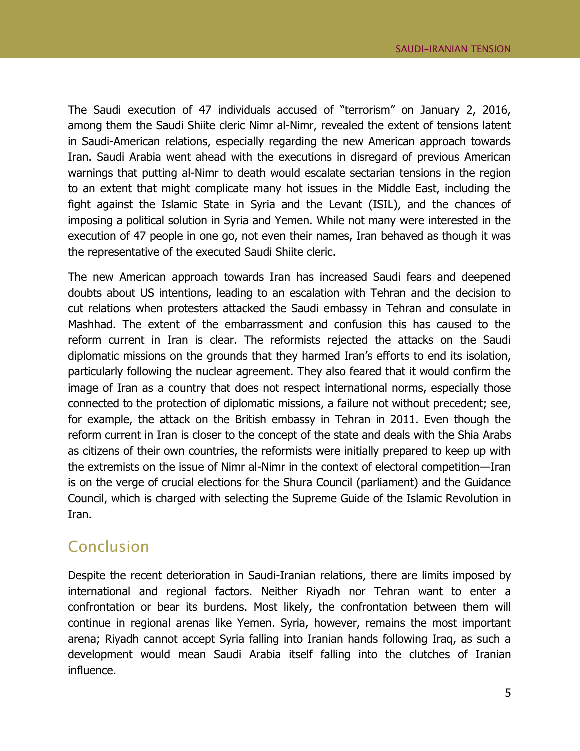The Saudi execution of 47 individuals accused of "terrorism" on January 2, 2016, among them the Saudi Shiite cleric Nimr al-Nimr, revealed the extent of tensions latent in Saudi-American relations, especially regarding the new American approach towards Iran. Saudi Arabia went ahead with the executions in disregard of previous American warnings that putting al-Nimr to death would escalate sectarian tensions in the region to an extent that might complicate many hot issues in the Middle East, including the fight against the Islamic State in Syria and the Levant (ISIL), and the chances of imposing a political solution in Syria and Yemen. While not many were interested in the execution of 47 people in one go, not even their names, Iran behaved as though it was the representative of the executed Saudi Shiite cleric.

The new American approach towards Iran has increased Saudi fears and deepened doubts about US intentions, leading to an escalation with Tehran and the decision to cut relations when protesters attacked the Saudi embassy in Tehran and consulate in Mashhad. The extent of the embarrassment and confusion this has caused to the reform current in Iran is clear. The reformists rejected the attacks on the Saudi diplomatic missions on the grounds that they harmed Iran's efforts to end its isolation, particularly following the nuclear agreement. They also feared that it would confirm the image of Iran as a country that does not respect international norms, especially those connected to the protection of diplomatic missions, a failure not without precedent; see, for example, the attack on the British embassy in Tehran in 2011. Even though the reform current in Iran is closer to the concept of the state and deals with the Shia Arabs as citizens of their own countries, the reformists were initially prepared to keep up with the extremists on the issue of Nimr al-Nimr in the context of electoral competition—Iran is on the verge of crucial elections for the Shura Council (parliament) and the Guidance Council, which is charged with selecting the Supreme Guide of the Islamic Revolution in Iran.

## Conclusion

Despite the recent deterioration in Saudi-Iranian relations, there are limits imposed by international and regional factors. Neither Riyadh nor Tehran want to enter a confrontation or bear its burdens. Most likely, the confrontation between them will continue in regional arenas like Yemen. Syria, however, remains the most important arena; Riyadh cannot accept Syria falling into Iranian hands following Iraq, as such a development would mean Saudi Arabia itself falling into the clutches of Iranian influence.